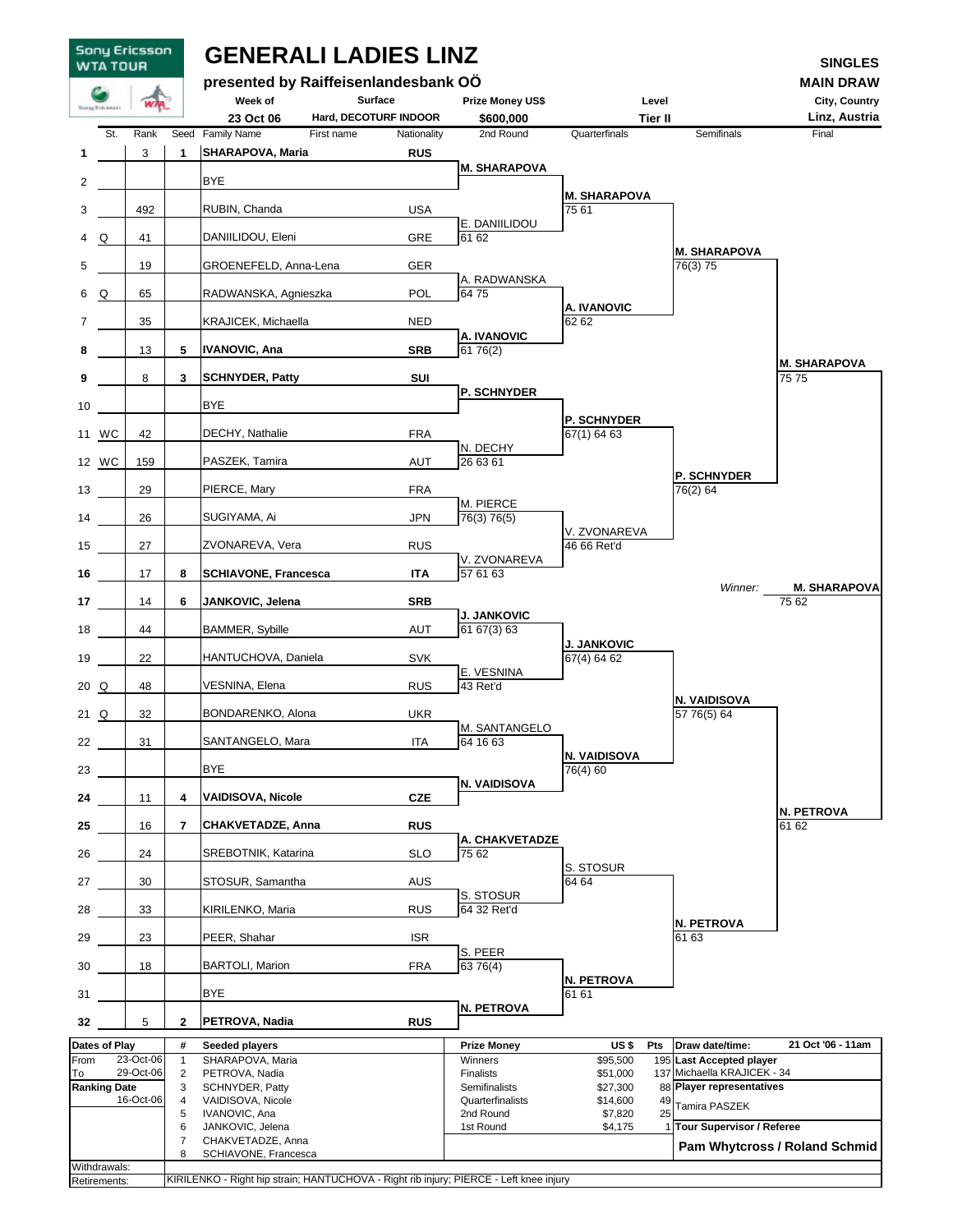Sony Ericsson WTA TOUR

# GENERALI LADIES LINZ

**presented by Raiffeisenlandesbank OÖ**

**SINGLES MAIN DRAW**

| Week of | Surface | Prize Money US$ | Level | City, Country |
|---|---|---|---|---|
| 23 Oct 06 | Hard, DECOTURF INDOOR | $600,000 | Tier II | Linz, Austria |

| # | St. | Rank | Seed | Family Name, First name | Nationality | 2nd Round | Quarterfinals | Semifinals | Final |
|---|---|---|---|---|---|---|---|---|---|
| 1 | | 3 | 1 | **SHARAPOVA, Maria** | **RUS** | | | | |
| 2 | | | | BYE | | **M. SHARAPOVA** | | | |
| 3 | | 492 | | RUBIN, Chanda | USA | | **M. SHARAPOVA** 75 61 | | |
| 4 | Q | 41 | | DANIILIDOU, Eleni | GRE | E. DANIILIDOU 61 62 | | | |
| 5 | | 19 | | GROENEFELD, Anna-Lena | GER | | | **M. SHARAPOVA** 76(3) 75 | |
| 6 | Q | 65 | | RADWANSKA, Agnieszka | POL | A. RADWANSKA 64 75 | | | |
| 7 | | 35 | | KRAJICEK, Michaella | NED | | **A. IVANOVIC** 62 62 | | |
| 8 | | 13 | 5 | **IVANOVIC, Ana** | **SRB** | **A. IVANOVIC** 61 76(2) | | | |
| 9 | | 8 | 3 | **SCHNYDER, Patty** | **SUI** | | | | **M. SHARAPOVA** 75 75 |
| 10 | | | | BYE | | **P. SCHNYDER** | | | |
| 11 | WC | 42 | | DECHY, Nathalie | FRA | | **P. SCHNYDER** 67(1) 64 63 | | |
| 12 | WC | 159 | | PASZEK, Tamira | AUT | N. DECHY 26 63 61 | | | |
| 13 | | 29 | | PIERCE, Mary | FRA | | | **P. SCHNYDER** 76(2) 64 | |
| 14 | | 26 | | SUGIYAMA, Ai | JPN | M. PIERCE 76(3) 76(5) | | | |
| 15 | | 27 | | ZVONAREVA, Vera | RUS | | V. ZVONAREVA 46 66 Ret'd | | |
| 16 | | 17 | 8 | **SCHIAVONE, Francesca** | **ITA** | V. ZVONAREVA 57 61 63 | | | |
| 17 | | 14 | 6 | **JANKOVIC, Jelena** | **SRB** | | | | |
| 18 | | 44 | | BAMMER, Sybille | AUT | **J. JANKOVIC** 61 67(3) 63 | | | |
| 19 | | 22 | | HANTUCHOVA, Daniela | SVK | | **J. JANKOVIC** 67(4) 64 62 | | |
| 20 | Q | 48 | | VESNINA, Elena | RUS | E. VESNINA 43 Ret'd | | | |
| 21 | Q | 32 | | BONDARENKO, Alona | UKR | | | **N. VAIDISOVA** 57 76(5) 64 | |
| 22 | | 31 | | SANTANGELO, Mara | ITA | M. SANTANGELO 64 16 63 | | | |
| 23 | | | | BYE | | | **N. VAIDISOVA** 76(4) 60 | | |
| 24 | | 11 | 4 | **VAIDISOVA, Nicole** | **CZE** | **N. VAIDISOVA** | | | |
| 25 | | 16 | 7 | **CHAKVETADZE, Anna** | **RUS** | | | | **N. PETROVA** 61 62 |
| 26 | | 24 | | SREBOTNIK, Katarina | SLO | **A. CHAKVETADZE** 75 62 | | | |
| 27 | | 30 | | STOSUR, Samantha | AUS | | S. STOSUR 64 64 | | |
| 28 | | 33 | | KIRILENKO, Maria | RUS | S. STOSUR 64 32 Ret'd | | | |
| 29 | | 23 | | PEER, Shahar | ISR | | | **N. PETROVA** 61 63 | |
| 30 | | 18 | | BARTOLI, Marion | FRA | S. PEER 63 76(4) | | | |
| 31 | | | | BYE | | | **N. PETROVA** 61 61 | | |
| 32 | | 5 | 2 | **PETROVA, Nadia** | **RUS** | **N. PETROVA** | | | |

*Winner:* **M. SHARAPOVA** 75 62

| Dates of Play | | # | Seeded players | Prize Money | US $ | Pts |
|---|---|---|---|---|---|---|
| From | 23-Oct-06 | 1 | SHARAPOVA, Maria | Winners | $95,500 | 195 |
| To | 29-Oct-06 | 2 | PETROVA, Nadia | Finalists | $51,000 | 137 |
| **Ranking Date** | | 3 | SCHNYDER, Patty | Semifinalists | $27,300 | 88 |
| | 16-Oct-06 | 4 | VAIDISOVA, Nicole | Quarterfinalists | $14,600 | 49 |
| | | 5 | IVANOVIC, Ana | 2nd Round | $7,820 | 25 |
| | | 6 | JANKOVIC, Jelena | 1st Round | $4,175 | 1 |
| | | 7 | CHAKVETADZE, Anna | | | |
| | | 8 | SCHIAVONE, Francesca | | | |

**Draw date/time:** 21 Oct '06 - 11am

**Last Accepted player:** Michaella KRAJICEK - 34

**Player representatives:** Tamira PASZEK

**Tour Supervisor / Referee:** **Pam Whytcross / Roland Schmid**

Withdrawals:

Retirements: KIRILENKO - Right hip strain; HANTUCHOVA - Right rib injury; PIERCE - Left knee injury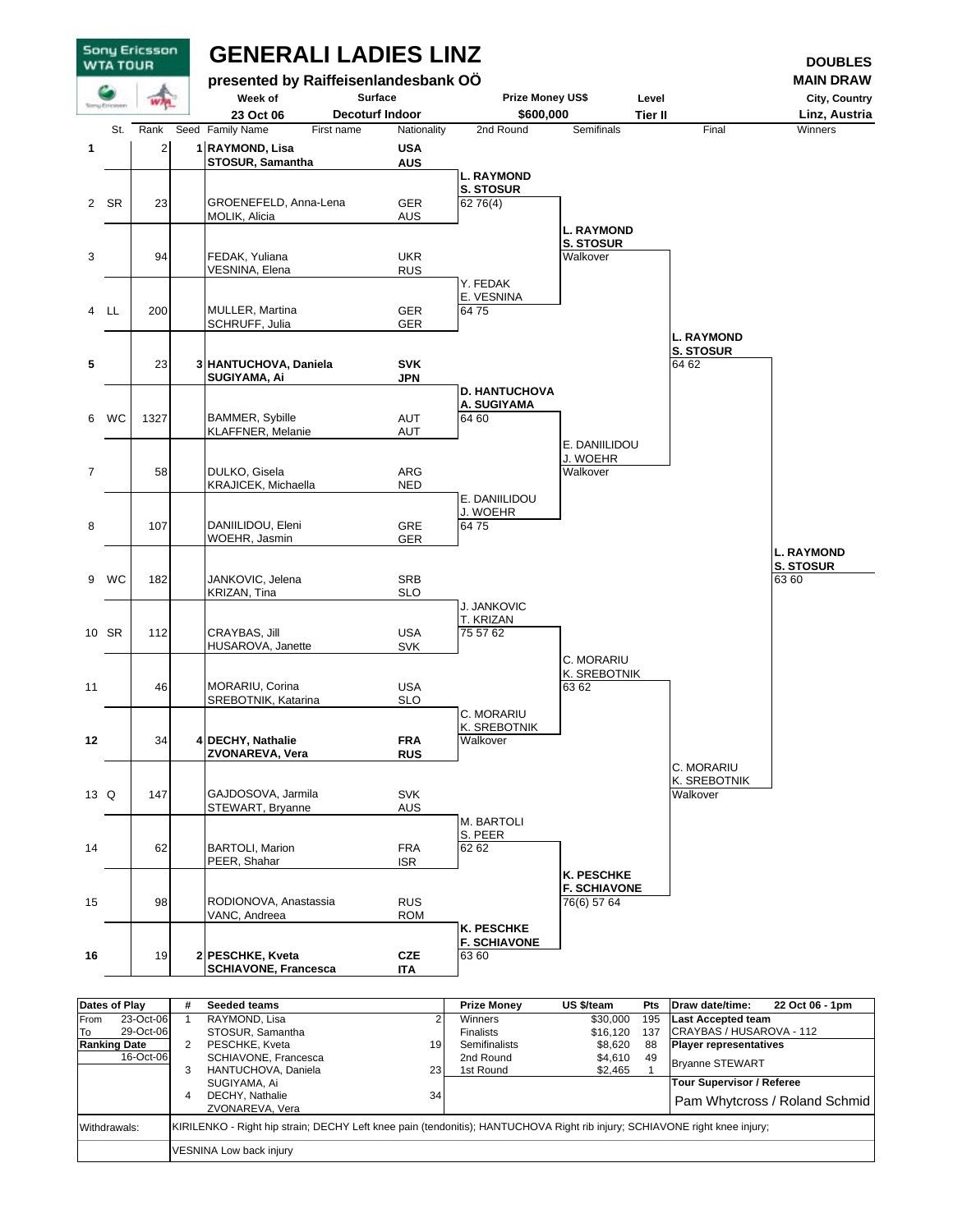# GENERALI LADIES LINZ

**presented by Raiffeisenlandesbank OÖ**

Sony Ericsson WTA TOUR

**DOUBLES MAIN DRAW**

| Week of | Surface | Prize Money US$ | Level | City, Country |
|---|---|---|---|---|
| 23 Oct 06 | Decoturf Indoor | $600,000 | Tier II | Linz, Austria |

| # | St. | Rank | Seed | Family Name, First name | Nationality | 2nd Round | Semifinals | Final | Winners |
|---|---|---|---|---|---|---|---|---|---|
| 1 | | 2 | 1 | **RAYMOND, Lisa** / **STOSUR, Samantha** | **USA** / **AUS** | **L. RAYMOND / S. STOSUR** 62 76(4) | **L. RAYMOND / S. STOSUR** Walkover | **L. RAYMOND / S. STOSUR** 64 62 | **L. RAYMOND / S. STOSUR** 63 60 |
| 2 | SR | 23 | | GROENEFELD, Anna-Lena / MOLIK, Alicia | GER / AUS | | | | |
| 3 | | 94 | | FEDAK, Yuliana / VESNINA, Elena | UKR / RUS | Y. FEDAK / E. VESNINA 64 75 | | | |
| 4 | LL | 200 | | MULLER, Martina / SCHRUFF, Julia | GER / GER | | | | |
| 5 | | 23 | 3 | **HANTUCHOVA, Daniela** / **SUGIYAMA, Ai** | **SVK** / **JPN** | **D. HANTUCHOVA / A. SUGIYAMA** 64 60 | E. DANIILIDOU / J. WOEHR Walkover | | |
| 6 | WC | 1327 | | BAMMER, Sybille / KLAFFNER, Melanie | AUT / AUT | | | | |
| 7 | | 58 | | DULKO, Gisela / KRAJICEK, Michaella | ARG / NED | E. DANIILIDOU / J. WOEHR 64 75 | | | |
| 8 | | 107 | | DANIILIDOU, Eleni / WOEHR, Jasmin | GRE / GER | | | | |
| 9 | WC | 182 | | JANKOVIC, Jelena / KRIZAN, Tina | SRB / SLO | J. JANKOVIC / T. KRIZAN 75 57 62 | C. MORARIU / K. SREBOTNIK 63 62 | C. MORARIU / K. SREBOTNIK Walkover | |
| 10 | SR | 112 | | CRAYBAS, Jill / HUSAROVA, Janette | USA / SVK | | | | |
| 11 | | 46 | | MORARIU, Corina / SREBOTNIK, Katarina | USA / SLO | C. MORARIU / K. SREBOTNIK Walkover | | | |
| 12 | | 34 | 4 | **DECHY, Nathalie** / **ZVONAREVA, Vera** | **FRA** / **RUS** | | | | |
| 13 | Q | 147 | | GAJDOSOVA, Jarmila / STEWART, Bryanne | SVK / AUS | M. BARTOLI / S. PEER 62 62 | **K. PESCHKE / F. SCHIAVONE** 76(6) 57 64 | | |
| 14 | | 62 | | BARTOLI, Marion / PEER, Shahar | FRA / ISR | | | | |
| 15 | | 98 | | RODIONOVA, Anastassia / VANC, Andreea | RUS / ROM | **K. PESCHKE / F. SCHIAVONE** 63 60 | | | |
| 16 | | 19 | 2 | **PESCHKE, Kveta** / **SCHIAVONE, Francesca** | **CZE** / **ITA** | | | | |

| Dates of Play | | # | Seeded teams | | Prize Money | US $/team | Pts | Draw date/time: 22 Oct 06 - 1pm |
|---|---|---|---|---|---|---|---|---|
| From | 23-Oct-06 | 1 | RAYMOND, Lisa / STOSUR, Samantha | 2 | Winners | $30,000 | 195 | **Last Accepted team** |
| To | 29-Oct-06 | | | | Finalists | $16,120 | 137 | CRAYBAS / HUSAROVA - 112 |
| **Ranking Date** | | 2 | PESCHKE, Kveta / SCHIAVONE, Francesca | 19 | Semifinalists | $8,620 | 88 | **Player representatives** |
| | 16-Oct-06 | | | | 2nd Round | $4,610 | 49 | Bryanne STEWART |
| | | 3 | HANTUCHOVA, Daniela / SUGIYAMA, Ai | 23 | 1st Round | $2,465 | 1 | **Tour Supervisor / Referee** |
| | | 4 | DECHY, Nathalie / ZVONAREVA, Vera | 34 | | | | Pam Whytcross / Roland Schmid |

Withdrawals: KIRILENKO - Right hip strain; DECHY Left knee pain (tendonitis); HANTUCHOVA Right rib injury; SCHIAVONE right knee injury; VESNINA Low back injury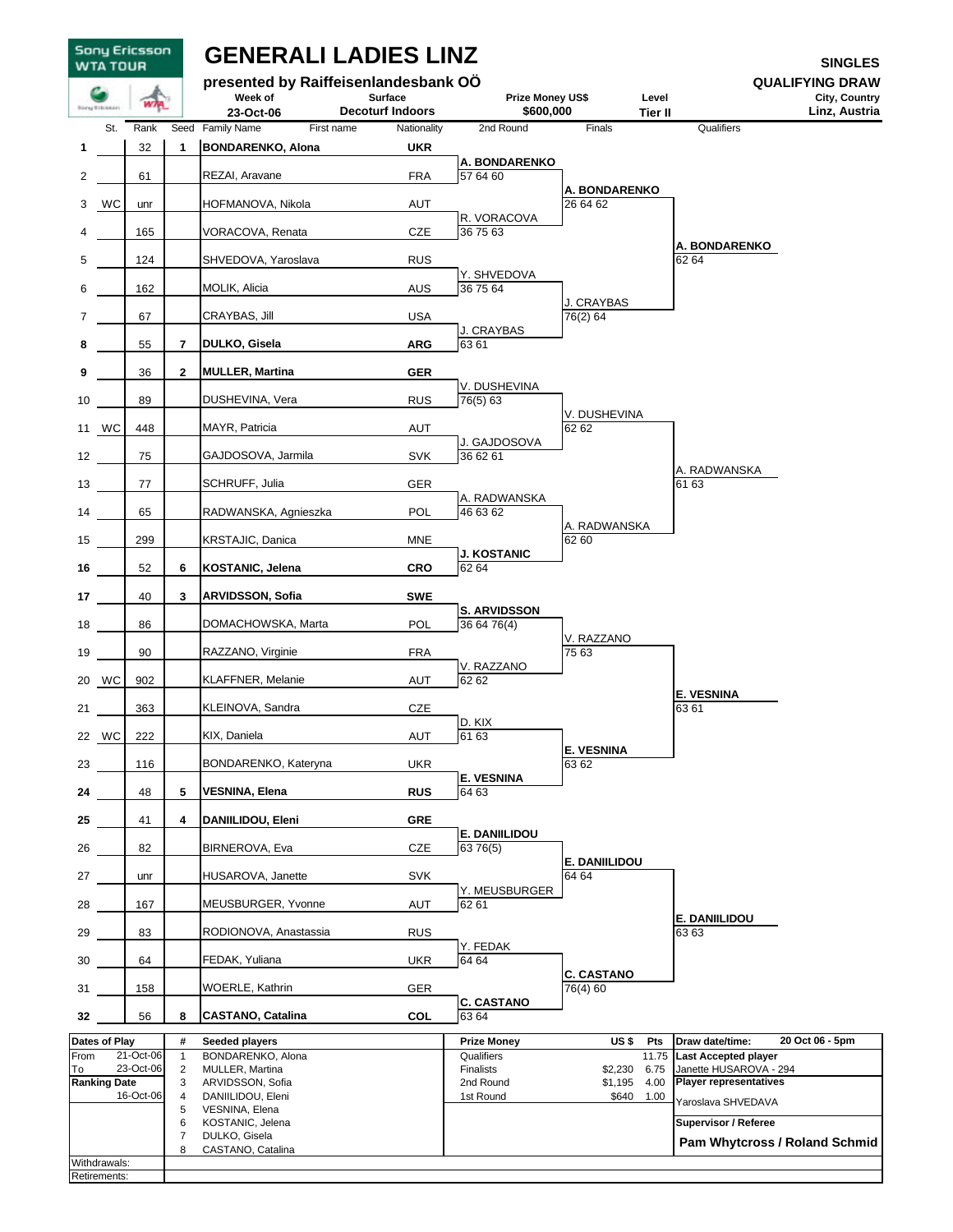Sony Ericsson WTA TOUR

# GENERALI LADIES LINZ

**presented by Raiffeisenlandesbank OÖ**

**SINGLES QUALIFYING DRAW**

| Week of | Surface | Prize Money US$ | Level | City, Country |
|---|---|---|---|---|
| 23-Oct-06 | Decoturf Indoors | $600,000 | Tier II | Linz, Austria |

| # | St. | Rank | Seed | Family Name, First name | Nationality | 2nd Round | Finals | Qualifiers |
|---|---|---|---|---|---|---|---|---|
| **1** | | 32 | **1** | **BONDARENKO, Alona** | **UKR** | **A. BONDARENKO** 57 64 60 | **A. BONDARENKO** 26 64 62 | **A. BONDARENKO** 62 64 |
| 2 | | 61 | | REZAI, Aravane | FRA | | | |
| 3 | WC | unr | | HOFMANOVA, Nikola | AUT | R. VORACOVA 36 75 63 | | |
| 4 | | 165 | | VORACOVA, Renata | CZE | | | |
| 5 | | 124 | | SHVEDOVA, Yaroslava | RUS | Y. SHVEDOVA 36 75 64 | J. CRAYBAS 76(2) 64 | |
| 6 | | 162 | | MOLIK, Alicia | AUS | | | |
| 7 | | 67 | | CRAYBAS, Jill | USA | J. CRAYBAS 63 61 | | |
| **8** | | 55 | **7** | **DULKO, Gisela** | **ARG** | | | |
| **9** | | 36 | **2** | **MULLER, Martina** | **GER** | V. DUSHEVINA 76(5) 63 | V. DUSHEVINA 62 62 | A. RADWANSKA 61 63 |
| 10 | | 89 | | DUSHEVINA, Vera | RUS | | | |
| 11 | WC | 448 | | MAYR, Patricia | AUT | J. GAJDOSOVA 36 62 61 | | |
| 12 | | 75 | | GAJDOSOVA, Jarmila | SVK | | | |
| 13 | | 77 | | SCHRUFF, Julia | GER | A. RADWANSKA 46 63 62 | A. RADWANSKA 62 60 | |
| 14 | | 65 | | RADWANSKA, Agnieszka | POL | | | |
| 15 | | 299 | | KRSTAJIC, Danica | MNE | **J. KOSTANIC** 62 64 | | |
| **16** | | 52 | **6** | **KOSTANIC, Jelena** | **CRO** | | | |
| **17** | | 40 | **3** | **ARVIDSSON, Sofia** | **SWE** | **S. ARVIDSSON** 36 64 76(4) | V. RAZZANO 75 63 | **E. VESNINA** 63 61 |
| 18 | | 86 | | DOMACHOWSKA, Marta | POL | | | |
| 19 | | 90 | | RAZZANO, Virginie | FRA | V. RAZZANO 62 62 | | |
| 20 | WC | 902 | | KLAFFNER, Melanie | AUT | | | |
| 21 | | 363 | | KLEINOVA, Sandra | CZE | D. KIX 61 63 | **E. VESNINA** 63 62 | |
| 22 | WC | 222 | | KIX, Daniela | AUT | | | |
| 23 | | 116 | | BONDARENKO, Kateryna | UKR | **E. VESNINA** 64 63 | | |
| **24** | | 48 | **5** | **VESNINA, Elena** | **RUS** | | | |
| **25** | | 41 | **4** | **DANIILIDOU, Eleni** | **GRE** | **E. DANIILIDOU** 63 76(5) | **E. DANIILIDOU** 64 64 | **E. DANIILIDOU** 63 63 |
| 26 | | 82 | | BIRNEROVA, Eva | CZE | | | |
| 27 | | unr | | HUSAROVA, Janette | SVK | Y. MEUSBURGER 62 61 | | |
| 28 | | 167 | | MEUSBURGER, Yvonne | AUT | | | |
| 29 | | 83 | | RODIONOVA, Anastassia | RUS | Y. FEDAK 64 64 | **C. CASTANO** 76(4) 60 | |
| 30 | | 64 | | FEDAK, Yuliana | UKR | | | |
| 31 | | 158 | | WOERLE, Kathrin | GER | **C. CASTANO** 63 64 | | |
| **32** | | 56 | **8** | **CASTANO, Catalina** | **COL** | | | |

**Dates of Play**
From 21-Oct-06
To 23-Oct-06

**Ranking Date** 16-Oct-06

| # | Seeded players |
|---|---|
| 1 | BONDARENKO, Alona |
| 2 | MULLER, Martina |
| 3 | ARVIDSSON, Sofia |
| 4 | DANIILIDOU, Eleni |
| 5 | VESNINA, Elena |
| 6 | KOSTANIC, Jelena |
| 7 | DULKO, Gisela |
| 8 | CASTANO, Catalina |

| Prize Money | US $ | Pts |
|---|---|---|
| Qualifiers | | 11.75 |
| Finalists | $2,230 | 6.75 |
| 2nd Round | $1,195 | 4.00 |
| 1st Round | $640 | 1.00 |

**Draw date/time:** 20 Oct 06 - 5pm

**Last Accepted player**
Janette HUSAROVA - 294

**Player representatives**
Yaroslava SHVEDAVA

**Supervisor / Referee**
**Pam Whytcross / Roland Schmid**

Withdrawals:

Retirements: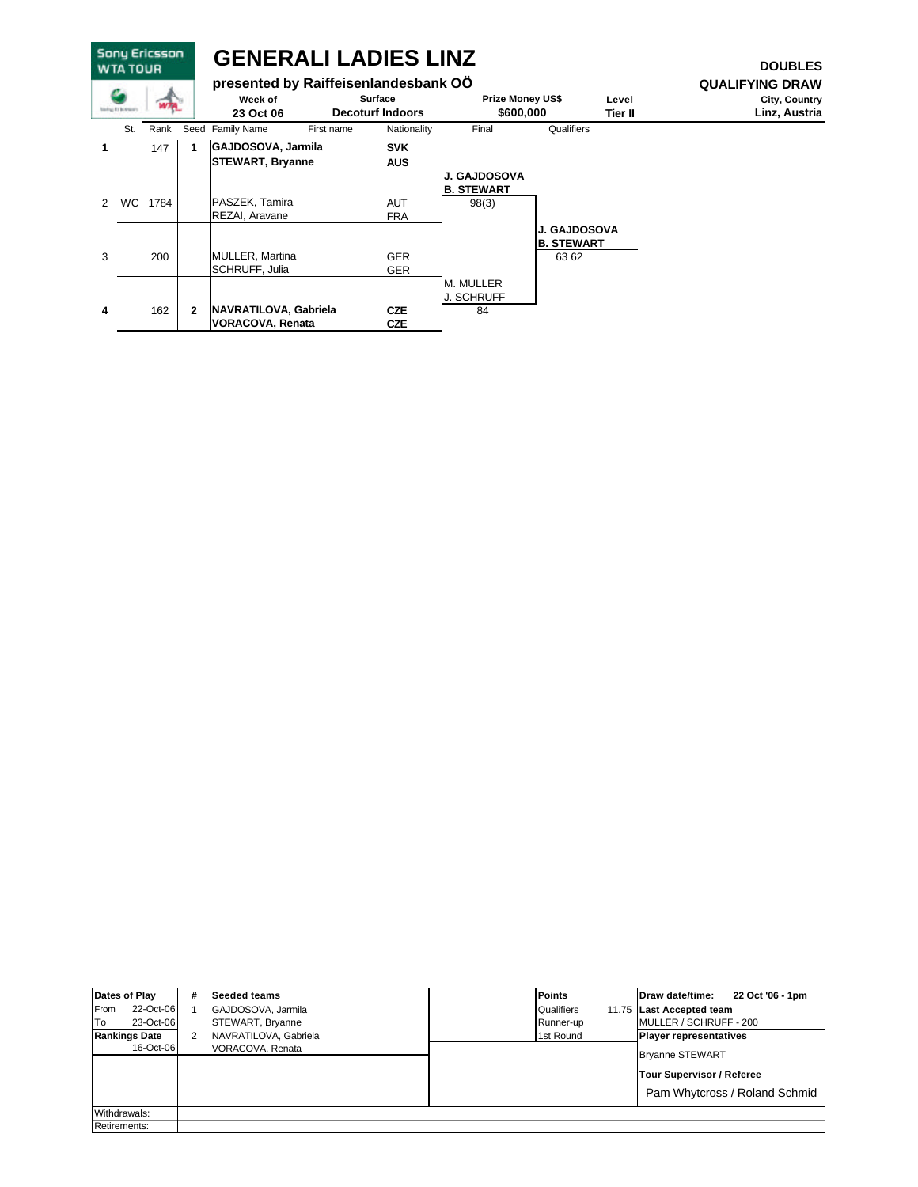Sony Ericsson WTA TOUR

# GENERALI LADIES LINZ

**presented by Raiffeisenlandesbank OÖ**

**DOUBLES**

**QUALIFYING DRAW**

| Week of | Surface | Prize Money US$ | Level | City, Country |
|---|---|---|---|---|
| **23 Oct 06** | **Decoturf Indoors** | **$600,000** | **Tier II** | **Linz, Austria** |

| | St. | Rank | Seed | Family Name First name | Nationality | Final | Qualifiers |
|---|---|---|---|---|---|---|---|
| **1** | | 147 | **1** | **GAJDOSOVA, Jarmila** | **SVK** | | |
| | | | | **STEWART, Bryanne** | **AUS** | | |
| | | | | | | **J. GAJDOSOVA** | |
| | | | | | | **B. STEWART** | |
| 2 | WC | 1784 | | PASZEK, Tamira | AUT | 98(3) | |
| | | | | REZAI, Aravane | FRA | | |
| | | | | | | | **J. GAJDOSOVA** |
| | | | | | | | **B. STEWART** |
| 3 | | 200 | | MULLER, Martina | GER | | 63 62 |
| | | | | SCHRUFF, Julia | GER | | |
| | | | | | | M. MULLER | |
| | | | | | | J. SCHRUFF | |
| **4** | | 162 | **2** | **NAVRATILOVA, Gabriela** | **CZE** | 84 | |
| | | | | **VORACOVA, Renata** | **CZE** | | |

| **Dates of Play** | | **#** | **Seeded teams** | **Points** | | **Draw date/time:** 22 Oct '06 - 1pm |
|---|---|---|---|---|---|---|
| From | 22-Oct-06 | 1 | GAJDOSOVA, Jarmila | Qualifiers | 11.75 | **Last Accepted team** |
| To | 23-Oct-06 | | STEWART, Bryanne | Runner-up | | MULLER / SCHRUFF - 200 |
| **Rankings Date** | | 2 | NAVRATILOVA, Gabriela | 1st Round | | **Player representatives** |
| | 16-Oct-06 | | VORACOVA, Renata | | | Bryanne STEWART |
| | | | | | | **Tour Supervisor / Referee** |
| | | | | | | Pam Whytcross / Roland Schmid |
| Withdrawals: | | | | | | |
| Retirements: | | | | | | |